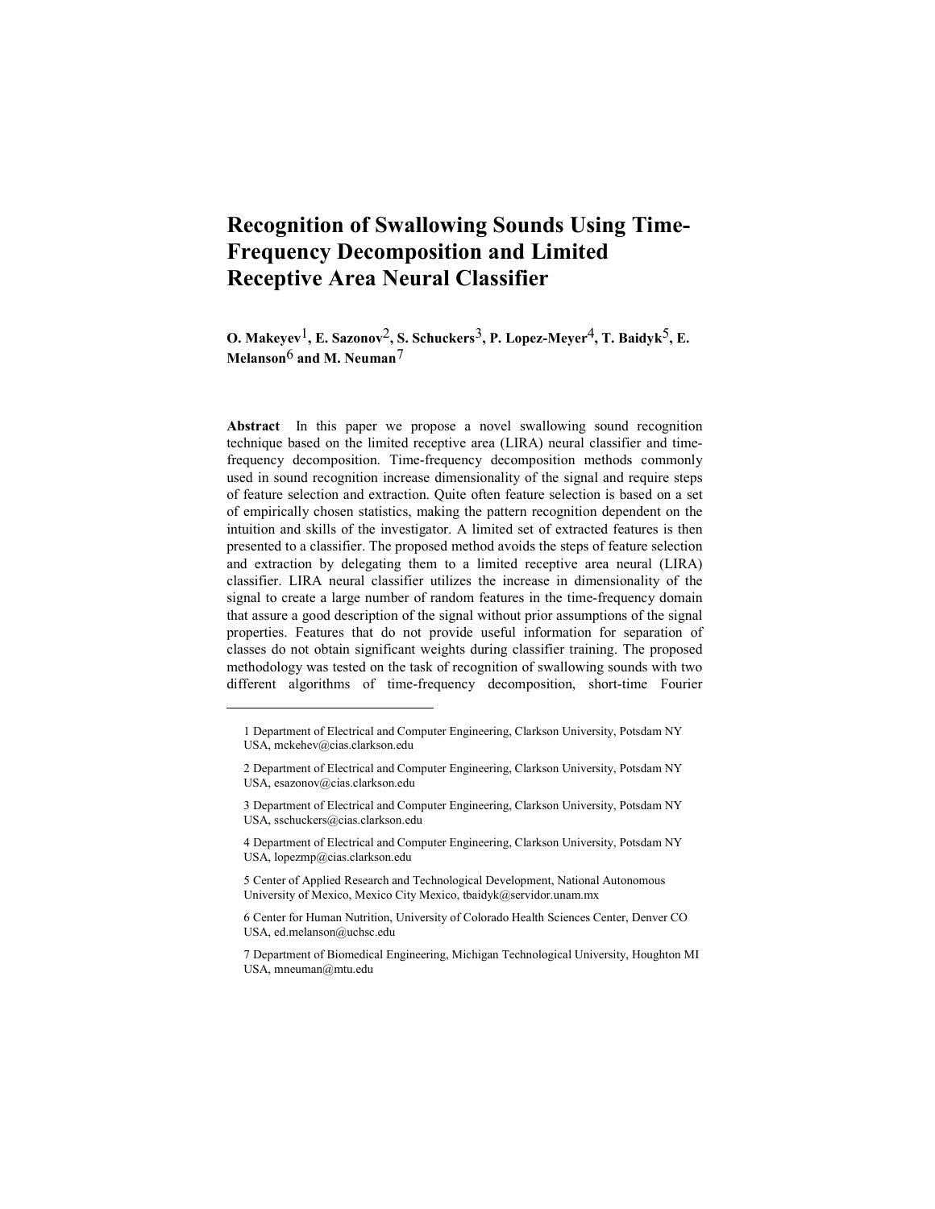# Recognition of Swallowing Sounds Using Time-Frequency Decomposition and Limited Receptive Area Neural Classifier

**O. Makeyev[1], E. Sazonov[2], S. Schuckers[3], P. Lopez-Meyer[4], T. Baidyk[5], E. Melanson[6] and M. Neuman[7]**

**Abstract** In this paper we propose a novel swallowing sound recognition technique based on the limited receptive area (LIRA) neural classifier and time-frequency decomposition. Time-frequency decomposition methods commonly used in sound recognition increase dimensionality of the signal and require steps of feature selection and extraction. Quite often feature selection is based on a set of empirically chosen statistics, making the pattern recognition dependent on the intuition and skills of the investigator. A limited set of extracted features is then presented to a classifier. The proposed method avoids the steps of feature selection and extraction by delegating them to a limited receptive area neural (LIRA) classifier. LIRA neural classifier utilizes the increase in dimensionality of the signal to create a large number of random features in the time-frequency domain that assure a good description of the signal without prior assumptions of the signal properties. Features that do not provide useful information for separation of classes do not obtain significant weights during classifier training. The proposed methodology was tested on the task of recognition of swallowing sounds with two different algorithms of time-frequency decomposition, short-time Fourier

---

1 Department of Electrical and Computer Engineering, Clarkson University, Potsdam NY USA, mckehev@cias.clarkson.edu

2 Department of Electrical and Computer Engineering, Clarkson University, Potsdam NY USA, esazonov@cias.clarkson.edu

3 Department of Electrical and Computer Engineering, Clarkson University, Potsdam NY USA, sschuckers@cias.clarkson.edu

4 Department of Electrical and Computer Engineering, Clarkson University, Potsdam NY USA, lopezmp@cias.clarkson.edu

5 Center of Applied Research and Technological Development, National Autonomous University of Mexico, Mexico City Mexico, tbaidyk@servidor.unam.mx

6 Center for Human Nutrition, University of Colorado Health Sciences Center, Denver CO USA, ed.melanson@uchsc.edu

7 Department of Biomedical Engineering, Michigan Technological University, Houghton MI USA, mneuman@mtu.edu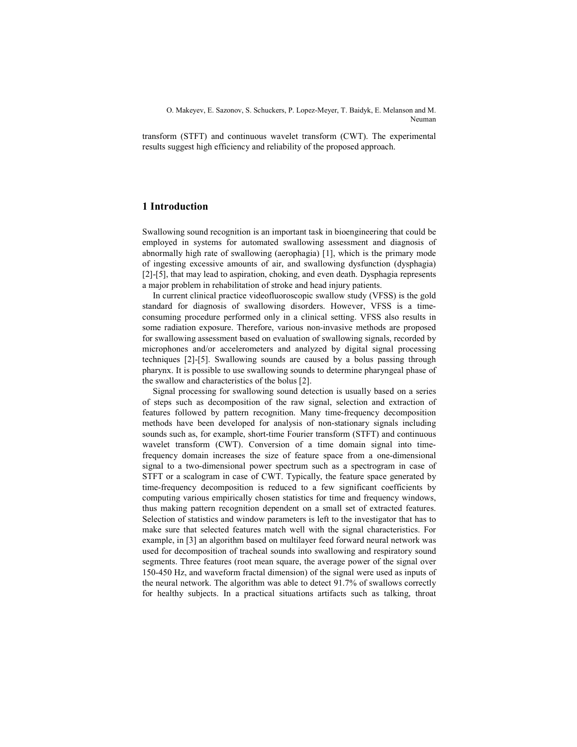transform (STFT) and continuous wavelet transform (CWT). The experimental results suggest high efficiency and reliability of the proposed approach.

## 1 Introduction

Swallowing sound recognition is an important task in bioengineering that could be employed in systems for automated swallowing assessment and diagnosis of abnormally high rate of swallowing (aerophagia) [1], which is the primary mode of ingesting excessive amounts of air, and swallowing dysfunction (dysphagia) [2]-[5], that may lead to aspiration, choking, and even death. Dysphagia represents a major problem in rehabilitation of stroke and head injury patients.

In current clinical practice videofluoroscopic swallow study (VFSS) is the gold standard for diagnosis of swallowing disorders. However, VFSS is a time-consuming procedure performed only in a clinical setting. VFSS also results in some radiation exposure. Therefore, various non-invasive methods are proposed for swallowing assessment based on evaluation of swallowing signals, recorded by microphones and/or accelerometers and analyzed by digital signal processing techniques [2]-[5]. Swallowing sounds are caused by a bolus passing through pharynx. It is possible to use swallowing sounds to determine pharyngeal phase of the swallow and characteristics of the bolus [2].

Signal processing for swallowing sound detection is usually based on a series of steps such as decomposition of the raw signal, selection and extraction of features followed by pattern recognition. Many time-frequency decomposition methods have been developed for analysis of non-stationary signals including sounds such as, for example, short-time Fourier transform (STFT) and continuous wavelet transform (CWT). Conversion of a time domain signal into time-frequency domain increases the size of feature space from a one-dimensional signal to a two-dimensional power spectrum such as a spectrogram in case of STFT or a scalogram in case of CWT. Typically, the feature space generated by time-frequency decomposition is reduced to a few significant coefficients by computing various empirically chosen statistics for time and frequency windows, thus making pattern recognition dependent on a small set of extracted features. Selection of statistics and window parameters is left to the investigator that has to make sure that selected features match well with the signal characteristics. For example, in [3] an algorithm based on multilayer feed forward neural network was used for decomposition of tracheal sounds into swallowing and respiratory sound segments. Three features (root mean square, the average power of the signal over 150-450 Hz, and waveform fractal dimension) of the signal were used as inputs of the neural network. The algorithm was able to detect 91.7% of swallows correctly for healthy subjects. In a practical situations artifacts such as talking, throat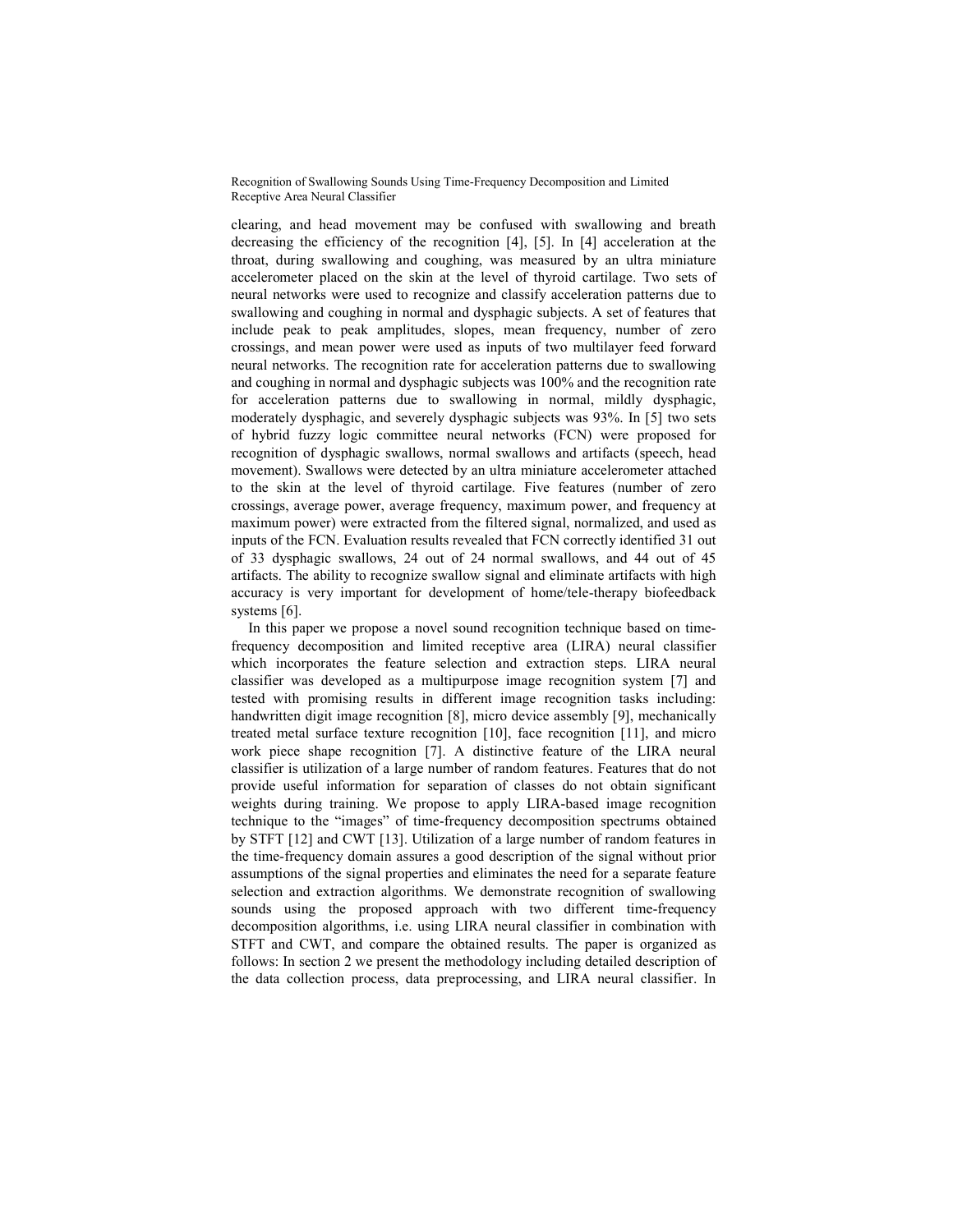clearing, and head movement may be confused with swallowing and breath decreasing the efficiency of the recognition [4], [5]. In [4] acceleration at the throat, during swallowing and coughing, was measured by an ultra miniature accelerometer placed on the skin at the level of thyroid cartilage. Two sets of neural networks were used to recognize and classify acceleration patterns due to swallowing and coughing in normal and dysphagic subjects. A set of features that include peak to peak amplitudes, slopes, mean frequency, number of zero crossings, and mean power were used as inputs of two multilayer feed forward neural networks. The recognition rate for acceleration patterns due to swallowing and coughing in normal and dysphagic subjects was 100% and the recognition rate for acceleration patterns due to swallowing in normal, mildly dysphagic, moderately dysphagic, and severely dysphagic subjects was 93%. In [5] two sets of hybrid fuzzy logic committee neural networks (FCN) were proposed for recognition of dysphagic swallows, normal swallows and artifacts (speech, head movement). Swallows were detected by an ultra miniature accelerometer attached to the skin at the level of thyroid cartilage. Five features (number of zero crossings, average power, average frequency, maximum power, and frequency at maximum power) were extracted from the filtered signal, normalized, and used as inputs of the FCN. Evaluation results revealed that FCN correctly identified 31 out of 33 dysphagic swallows, 24 out of 24 normal swallows, and 44 out of 45 artifacts. The ability to recognize swallow signal and eliminate artifacts with high accuracy is very important for development of home/tele-therapy biofeedback systems [6].

In this paper we propose a novel sound recognition technique based on time-frequency decomposition and limited receptive area (LIRA) neural classifier which incorporates the feature selection and extraction steps. LIRA neural classifier was developed as a multipurpose image recognition system [7] and tested with promising results in different image recognition tasks including: handwritten digit image recognition [8], micro device assembly [9], mechanically treated metal surface texture recognition [10], face recognition [11], and micro work piece shape recognition [7]. A distinctive feature of the LIRA neural classifier is utilization of a large number of random features. Features that do not provide useful information for separation of classes do not obtain significant weights during training. We propose to apply LIRA-based image recognition technique to the "images" of time-frequency decomposition spectrums obtained by STFT [12] and CWT [13]. Utilization of a large number of random features in the time-frequency domain assures a good description of the signal without prior assumptions of the signal properties and eliminates the need for a separate feature selection and extraction algorithms. We demonstrate recognition of swallowing sounds using the proposed approach with two different time-frequency decomposition algorithms, i.e. using LIRA neural classifier in combination with STFT and CWT, and compare the obtained results. The paper is organized as follows: In section 2 we present the methodology including detailed description of the data collection process, data preprocessing, and LIRA neural classifier. In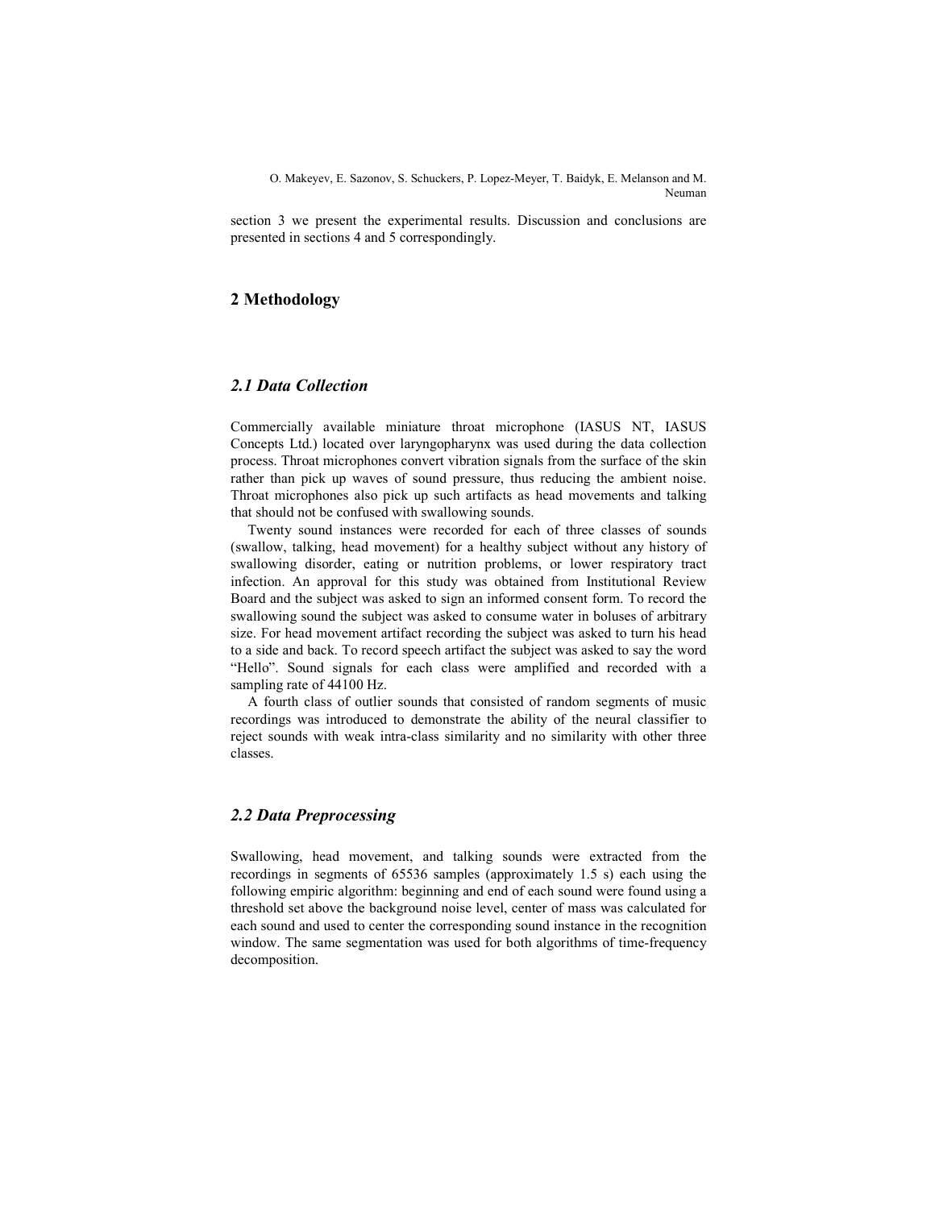section 3 we present the experimental results. Discussion and conclusions are presented in sections 4 and 5 correspondingly.

## 2 Methodology

### *2.1 Data Collection*

Commercially available miniature throat microphone (IASUS NT, IASUS Concepts Ltd.) located over laryngopharynx was used during the data collection process. Throat microphones convert vibration signals from the surface of the skin rather than pick up waves of sound pressure, thus reducing the ambient noise. Throat microphones also pick up such artifacts as head movements and talking that should not be confused with swallowing sounds.

Twenty sound instances were recorded for each of three classes of sounds (swallow, talking, head movement) for a healthy subject without any history of swallowing disorder, eating or nutrition problems, or lower respiratory tract infection. An approval for this study was obtained from Institutional Review Board and the subject was asked to sign an informed consent form. To record the swallowing sound the subject was asked to consume water in boluses of arbitrary size. For head movement artifact recording the subject was asked to turn his head to a side and back. To record speech artifact the subject was asked to say the word "Hello". Sound signals for each class were amplified and recorded with a sampling rate of 44100 Hz.

A fourth class of outlier sounds that consisted of random segments of music recordings was introduced to demonstrate the ability of the neural classifier to reject sounds with weak intra-class similarity and no similarity with other three classes.

### *2.2 Data Preprocessing*

Swallowing, head movement, and talking sounds were extracted from the recordings in segments of 65536 samples (approximately 1.5 s) each using the following empiric algorithm: beginning and end of each sound were found using a threshold set above the background noise level, center of mass was calculated for each sound and used to center the corresponding sound instance in the recognition window. The same segmentation was used for both algorithms of time-frequency decomposition.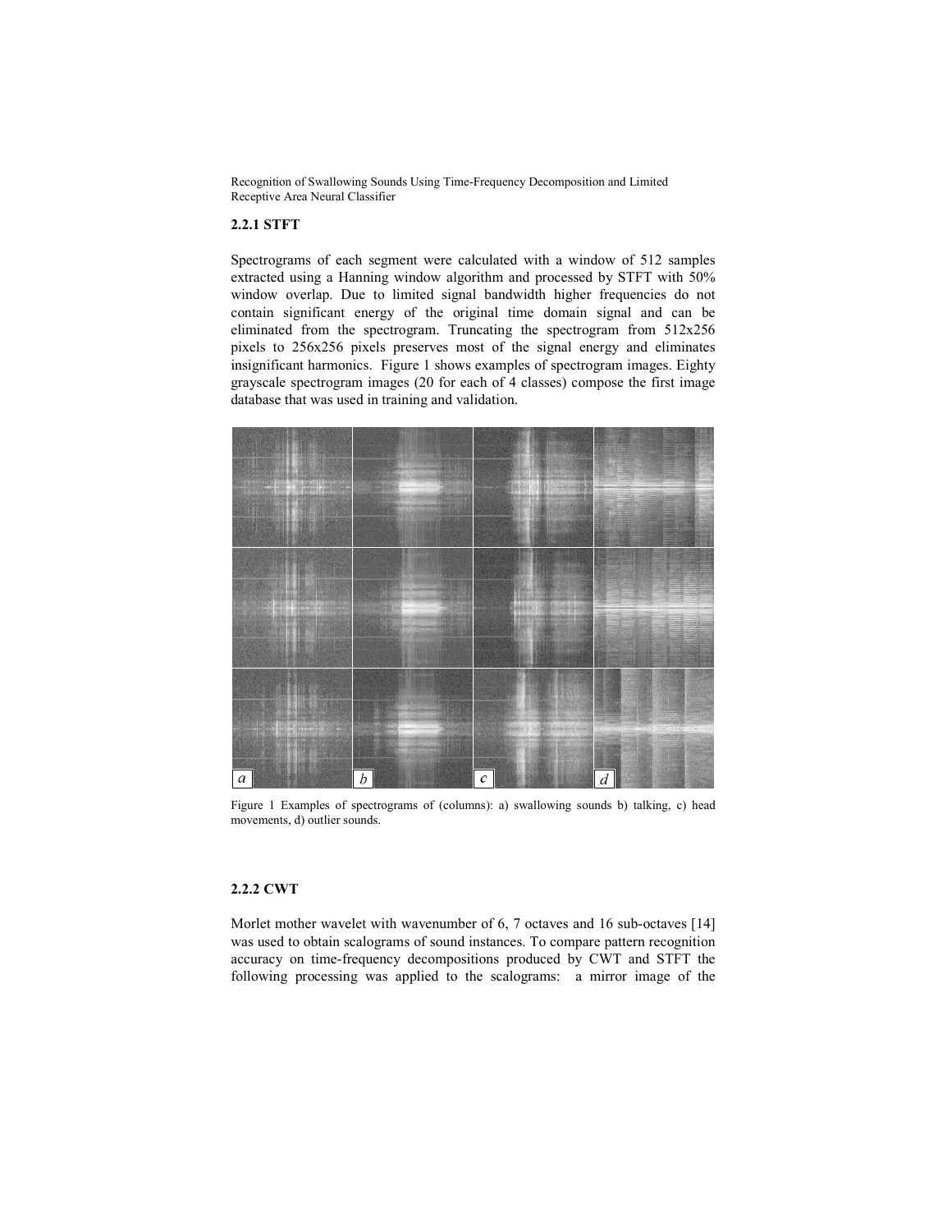### 2.2.1 STFT

Spectrograms of each segment were calculated with a window of 512 samples extracted using a Hanning window algorithm and processed by STFT with 50% window overlap. Due to limited signal bandwidth higher frequencies do not contain significant energy of the original time domain signal and can be eliminated from the spectrogram. Truncating the spectrogram from 512x256 pixels to 256x256 pixels preserves most of the signal energy and eliminates insignificant harmonics. Figure 1 shows examples of spectrogram images. Eighty grayscale spectrogram images (20 for each of 4 classes) compose the first image database that was used in training and validation.

Figure 1 Examples of spectrograms of (columns): a) swallowing sounds b) talking, c) head movements, d) outlier sounds.

### 2.2.2 CWT

Morlet mother wavelet with wavenumber of 6, 7 octaves and 16 sub-octaves [14] was used to obtain scalograms of sound instances. To compare pattern recognition accuracy on time-frequency decompositions produced by CWT and STFT the following processing was applied to the scalograms: a mirror image of the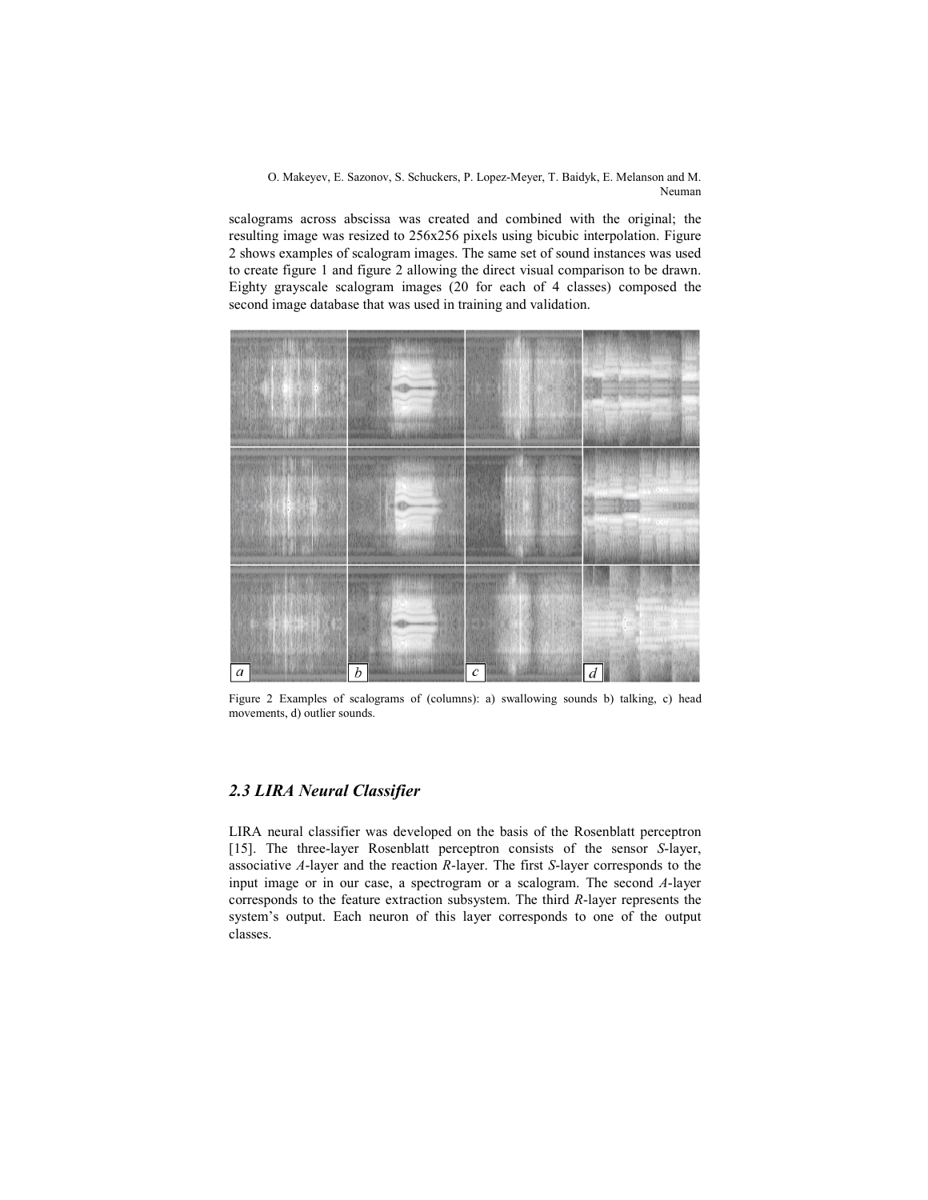scalograms across abscissa was created and combined with the original; the resulting image was resized to 256x256 pixels using bicubic interpolation. Figure 2 shows examples of scalogram images. The same set of sound instances was used to create figure 1 and figure 2 allowing the direct visual comparison to be drawn. Eighty grayscale scalogram images (20 for each of 4 classes) composed the second image database that was used in training and validation.

Figure 2 Examples of scalograms of (columns): a) swallowing sounds b) talking, c) head movements, d) outlier sounds.

## *2.3 LIRA Neural Classifier*

LIRA neural classifier was developed on the basis of the Rosenblatt perceptron [15]. The three-layer Rosenblatt perceptron consists of the sensor *S*-layer, associative *A*-layer and the reaction *R*-layer. The first *S*-layer corresponds to the input image or in our case, a spectrogram or a scalogram. The second *A*-layer corresponds to the feature extraction subsystem. The third *R*-layer represents the system's output. Each neuron of this layer corresponds to one of the output classes.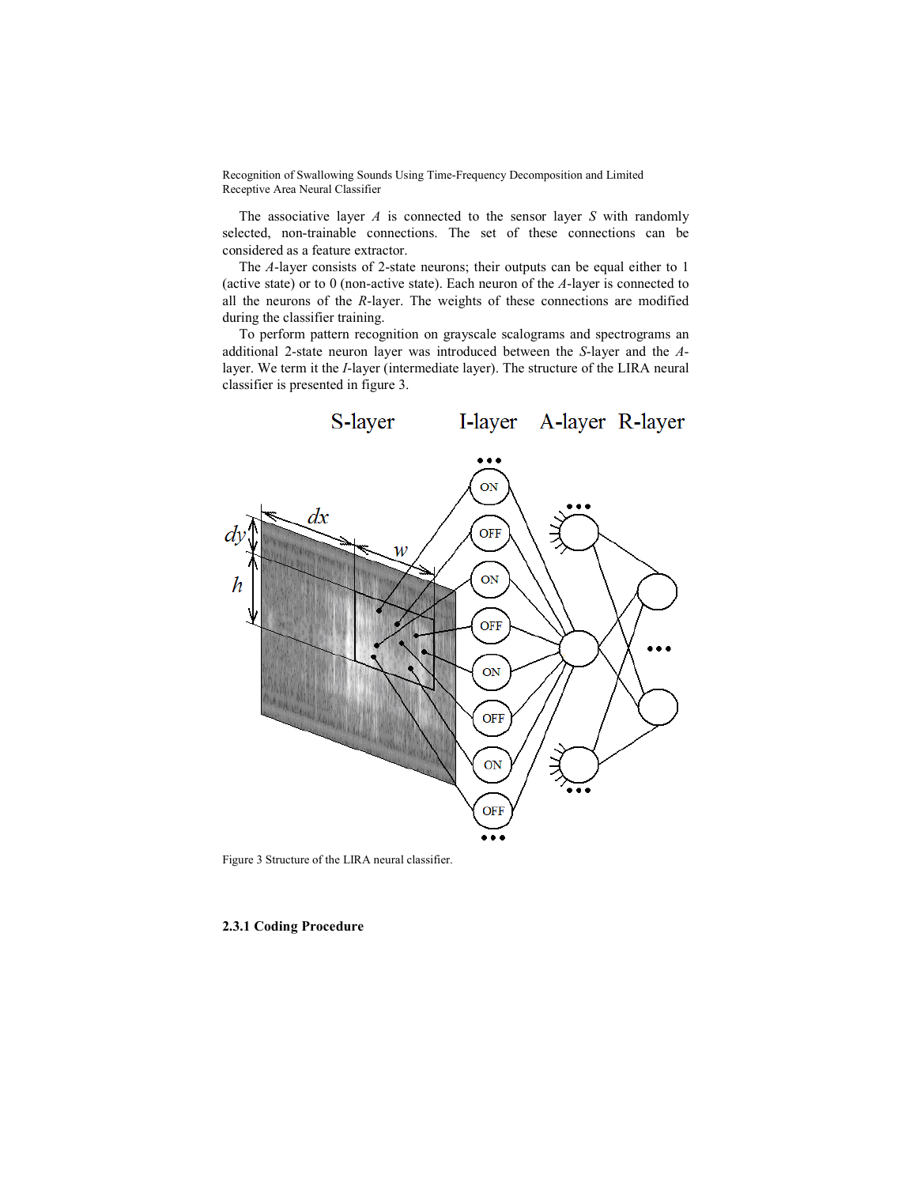The associative layer *A* is connected to the sensor layer *S* with randomly selected, non-trainable connections. The set of these connections can be considered as a feature extractor.

The *A*-layer consists of 2-state neurons; their outputs can be equal either to 1 (active state) or to 0 (non-active state). Each neuron of the *A*-layer is connected to all the neurons of the *R*-layer. The weights of these connections are modified during the classifier training.

To perform pattern recognition on grayscale scalograms and spectrograms an additional 2-state neuron layer was introduced between the *S*-layer and the *A*-layer. We term it the *I*-layer (intermediate layer). The structure of the LIRA neural classifier is presented in figure 3.

Figure 3 Structure of the LIRA neural classifier.

### 2.3.1 Coding Procedure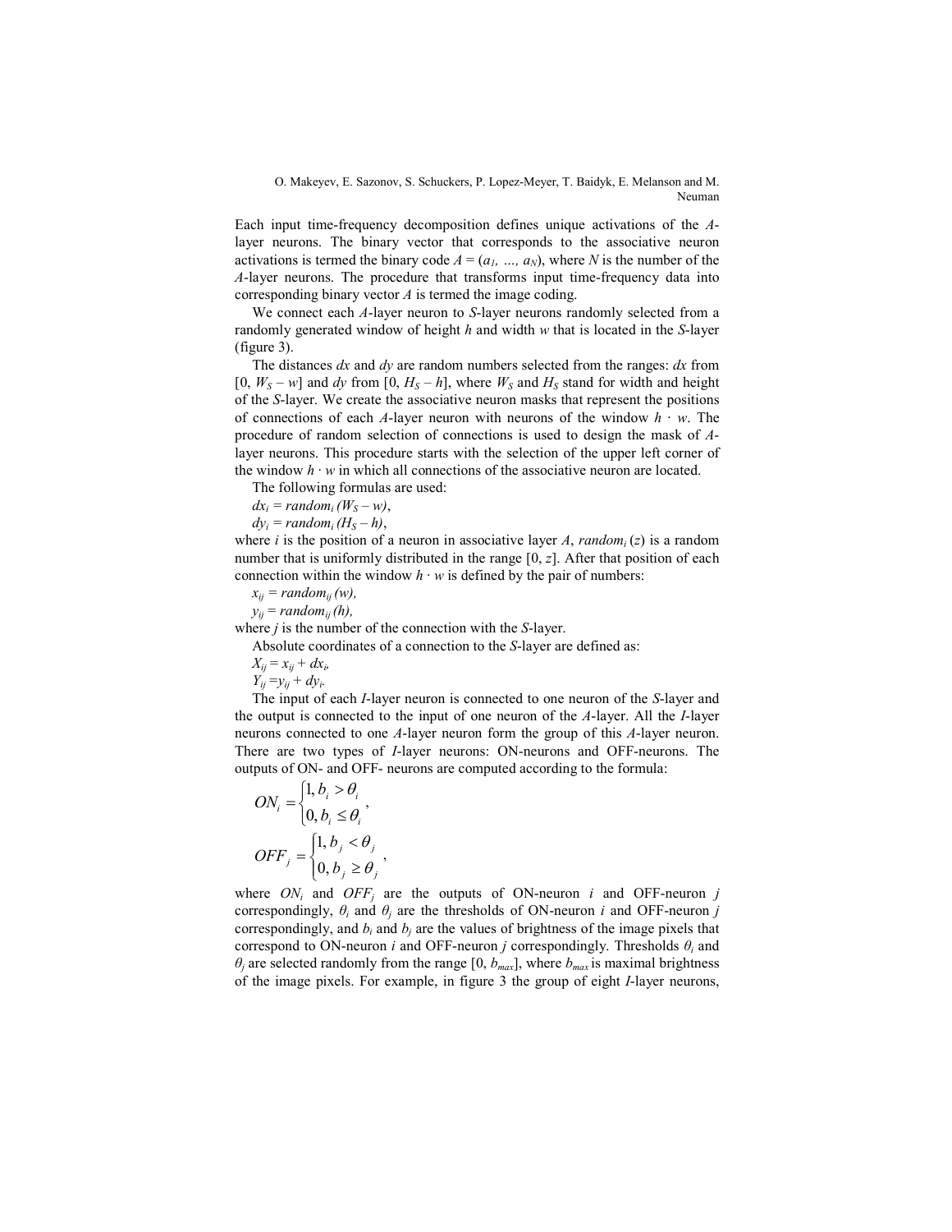Each input time-frequency decomposition defines unique activations of the $A$-layer neurons. The binary vector that corresponds to the associative neuron activations is termed the binary code $A = (a_1, \ldots, a_N)$, where $N$ is the number of the $A$-layer neurons. The procedure that transforms input time-frequency data into corresponding binary vector $A$ is termed the image coding.

We connect each $A$-layer neuron to $S$-layer neurons randomly selected from a randomly generated window of height $h$ and width $w$ that is located in the $S$-layer (figure 3).

The distances $dx$ and $dy$ are random numbers selected from the ranges: $dx$ from $[0, W_S - w]$ and $dy$ from $[0, H_S - h]$, where $W_S$ and $H_S$ stand for width and height of the $S$-layer. We create the associative neuron masks that represent the positions of connections of each $A$-layer neuron with neurons of the window $h \cdot w$. The procedure of random selection of connections is used to design the mask of $A$-layer neurons. This procedure starts with the selection of the upper left corner of the window $h \cdot w$ in which all connections of the associative neuron are located.

The following formulas are used:

$dx_i = random_i\,(W_S - w)$,

$dy_i = random_i\,(H_S - h)$,

where $i$ is the position of a neuron in associative layer $A$, $random_i\,(z)$ is a random number that is uniformly distributed in the range $[0, z]$. After that position of each connection within the window $h \cdot w$ is defined by the pair of numbers:

$x_{ij} = random_{ij}\,(w)$,

$y_{ij} = random_{ij}\,(h)$,

where $j$ is the number of the connection with the $S$-layer.

Absolute coordinates of a connection to the $S$-layer are defined as:

$X_{ij} = x_{ij} + dx_i$,

$Y_{ij} = y_{ij} + dy_i$.

The input of each $I$-layer neuron is connected to one neuron of the $S$-layer and the output is connected to the input of one neuron of the $A$-layer. All the $I$-layer neurons connected to one $A$-layer neuron form the group of this $A$-layer neuron. There are two types of $I$-layer neurons: ON-neurons and OFF-neurons. The outputs of ON- and OFF- neurons are computed according to the formula:

$$ON_i = \begin{cases} 1, b_i > \theta_i \\ 0, b_i \leq \theta_i \end{cases},$$

$$OFF_j = \begin{cases} 1, b_j < \theta_j \\ 0, b_j \geq \theta_j \end{cases},$$

where $ON_i$ and $OFF_j$ are the outputs of ON-neuron $i$ and OFF-neuron $j$ correspondingly, $\theta_i$ and $\theta_j$ are the thresholds of ON-neuron $i$ and OFF-neuron $j$ correspondingly, and $b_i$ and $b_j$ are the values of brightness of the image pixels that correspond to ON-neuron $i$ and OFF-neuron $j$ correspondingly. Thresholds $\theta_i$ and $\theta_j$ are selected randomly from the range $[0, b_{max}]$, where $b_{max}$ is maximal brightness of the image pixels. For example, in figure 3 the group of eight $I$-layer neurons,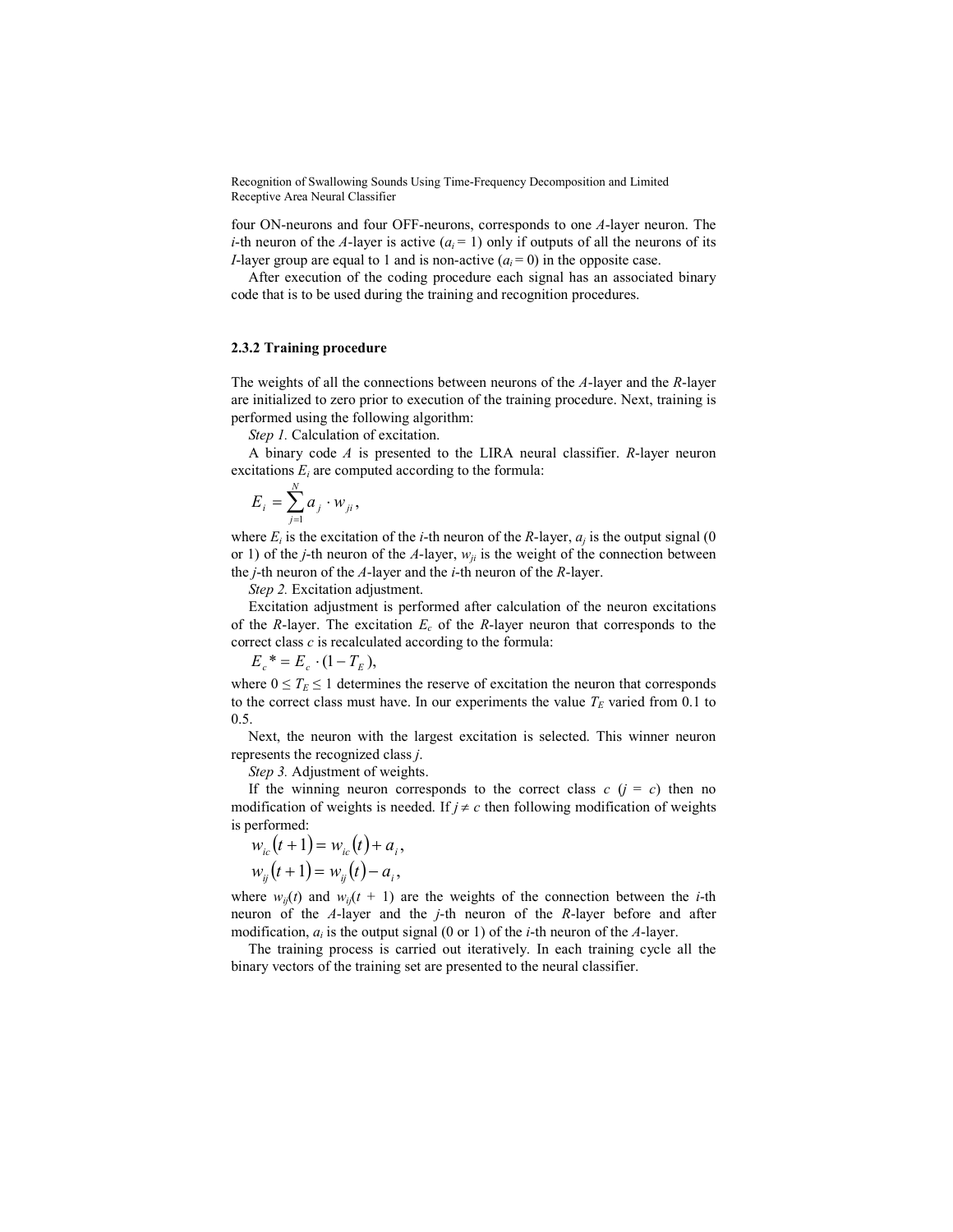four ON-neurons and four OFF-neurons, corresponds to one *A*-layer neuron. The *i*-th neuron of the *A*-layer is active ($a_i = 1$) only if outputs of all the neurons of its *I*-layer group are equal to 1 and is non-active ($a_i = 0$) in the opposite case.

After execution of the coding procedure each signal has an associated binary code that is to be used during the training and recognition procedures.

### 2.3.2 Training procedure

The weights of all the connections between neurons of the *A*-layer and the *R*-layer are initialized to zero prior to execution of the training procedure. Next, training is performed using the following algorithm:

*Step 1.* Calculation of excitation.

A binary code *A* is presented to the LIRA neural classifier. *R*-layer neuron excitations $E_i$ are computed according to the formula:

$$E_i = \sum_{j=1}^{N} a_j \cdot w_{ji},$$

where $E_i$ is the excitation of the *i*-th neuron of the *R*-layer, $a_j$ is the output signal (0 or 1) of the *j*-th neuron of the *A*-layer, $w_{ji}$ is the weight of the connection between the *j*-th neuron of the *A*-layer and the *i*-th neuron of the *R*-layer.

*Step 2.* Excitation adjustment.

Excitation adjustment is performed after calculation of the neuron excitations of the *R*-layer. The excitation $E_c$ of the *R*-layer neuron that corresponds to the correct class *c* is recalculated according to the formula:

$$E_c{}^* = E_c \cdot (1 - T_E),$$

where $0 \leq T_E \leq 1$ determines the reserve of excitation the neuron that corresponds to the correct class must have. In our experiments the value $T_E$ varied from 0.1 to 0.5.

Next, the neuron with the largest excitation is selected. This winner neuron represents the recognized class *j*.

*Step 3.* Adjustment of weights.

If the winning neuron corresponds to the correct class *c* ($j = c$) then no modification of weights is needed. If $j \neq c$ then following modification of weights is performed:

$$w_{ic}(t+1) = w_{ic}(t) + a_i,$$
$$w_{ij}(t+1) = w_{ij}(t) - a_i,$$

where $w_{ij}(t)$ and $w_{ij}(t + 1)$ are the weights of the connection between the *i*-th neuron of the *A*-layer and the *j*-th neuron of the *R*-layer before and after modification, $a_i$ is the output signal (0 or 1) of the *i*-th neuron of the *A*-layer.

The training process is carried out iteratively. In each training cycle all the binary vectors of the training set are presented to the neural classifier.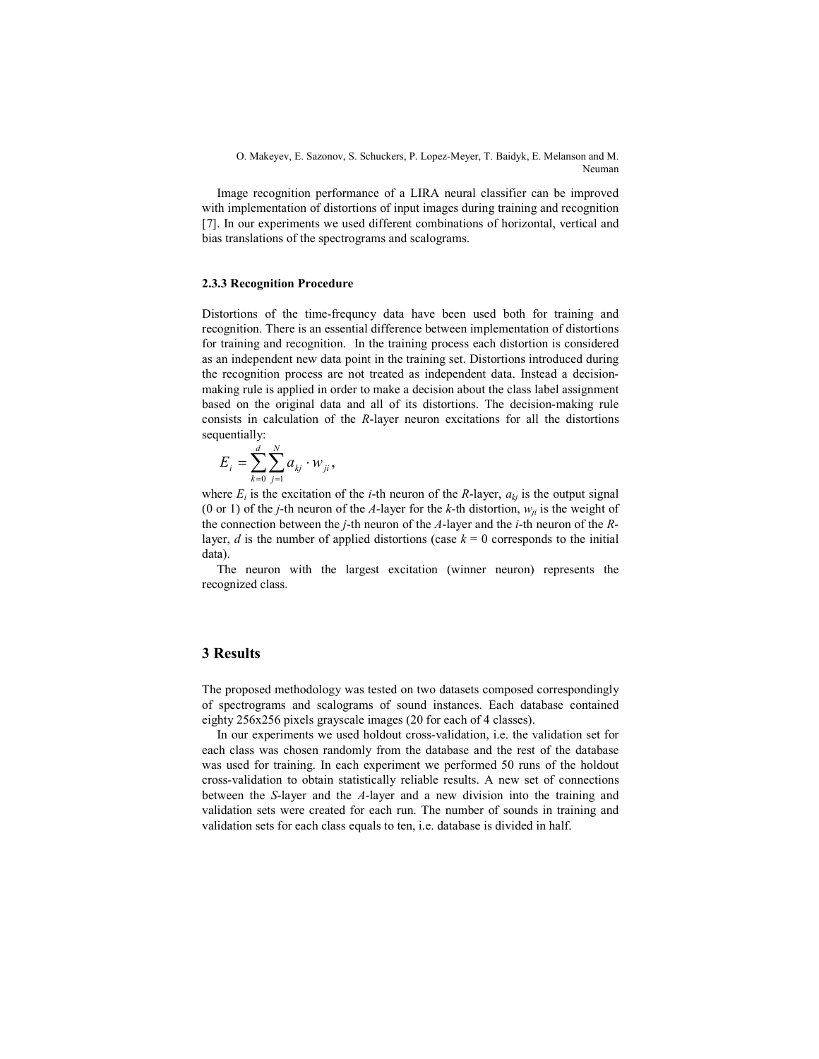Image recognition performance of a LIRA neural classifier can be improved with implementation of distortions of input images during training and recognition [7]. In our experiments we used different combinations of horizontal, vertical and bias translations of the spectrograms and scalograms.

### 2.3.3 Recognition Procedure

Distortions of the time-frequncy data have been used both for training and recognition. There is an essential difference between implementation of distortions for training and recognition. In the training process each distortion is considered as an independent new data point in the training set. Distortions introduced during the recognition process are not treated as independent data. Instead a decision-making rule is applied in order to make a decision about the class label assignment based on the original data and all of its distortions. The decision-making rule consists in calculation of the *R*-layer neuron excitations for all the distortions sequentially:

$$E_i = \sum_{k=0}^{d} \sum_{j=1}^{N} a_{kj} \cdot w_{ji},$$

where $E_i$ is the excitation of the *i*-th neuron of the *R*-layer, $a_{kj}$ is the output signal (0 or 1) of the *j*-th neuron of the *A*-layer for the *k*-th distortion, $w_{ji}$ is the weight of the connection between the *j*-th neuron of the *A*-layer and the *i*-th neuron of the *R*-layer, *d* is the number of applied distortions (case $k = 0$ corresponds to the initial data).

The neuron with the largest excitation (winner neuron) represents the recognized class.

## 3 Results

The proposed methodology was tested on two datasets composed correspondingly of spectrograms and scalograms of sound instances. Each database contained eighty 256x256 pixels grayscale images (20 for each of 4 classes).

In our experiments we used holdout cross-validation, i.e. the validation set for each class was chosen randomly from the database and the rest of the database was used for training. In each experiment we performed 50 runs of the holdout cross-validation to obtain statistically reliable results. A new set of connections between the *S*-layer and the *A*-layer and a new division into the training and validation sets were created for each run. The number of sounds in training and validation sets for each class equals to ten, i.e. database is divided in half.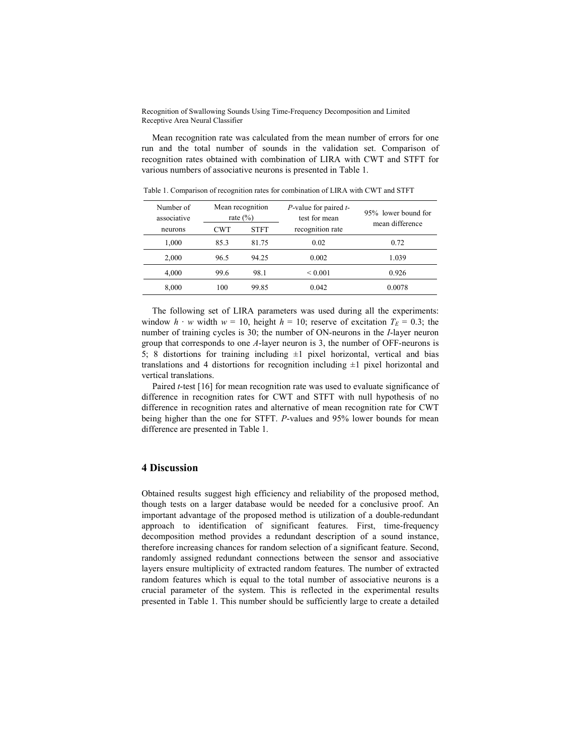Mean recognition rate was calculated from the mean number of errors for one run and the total number of sounds in the validation set. Comparison of recognition rates obtained with combination of LIRA with CWT and STFT for various numbers of associative neurons is presented in Table 1.

Table 1. Comparison of recognition rates for combination of LIRA with CWT and STFT

| Number of associative neurons | Mean recognition rate (%) | | *P*-value for paired *t*-test for mean recognition rate | 95% lower bound for mean difference |
|---|---|---|---|---|
| | CWT | STFT | | |
| 1,000 | 85.3 | 81.75 | 0.02 | 0.72 |
| 2,000 | 96.5 | 94.25 | 0.002 | 1.039 |
| 4,000 | 99.6 | 98.1 | < 0.001 | 0.926 |
| 8,000 | 100 | 99.85 | 0.042 | 0.0078 |

The following set of LIRA parameters was used during all the experiments: window $h \cdot w$ width $w = 10$, height $h = 10$; reserve of excitation $T_E = 0.3$; the number of training cycles is 30; the number of ON-neurons in the *I*-layer neuron group that corresponds to one *A*-layer neuron is 3, the number of OFF-neurons is 5; 8 distortions for training including ±1 pixel horizontal, vertical and bias translations and 4 distortions for recognition including ±1 pixel horizontal and vertical translations.

Paired *t*-test [16] for mean recognition rate was used to evaluate significance of difference in recognition rates for CWT and STFT with null hypothesis of no difference in recognition rates and alternative of mean recognition rate for CWT being higher than the one for STFT. *P*-values and 95% lower bounds for mean difference are presented in Table 1.

## 4 Discussion

Obtained results suggest high efficiency and reliability of the proposed method, though tests on a larger database would be needed for a conclusive proof. An important advantage of the proposed method is utilization of a double-redundant approach to identification of significant features. First, time-frequency decomposition method provides a redundant description of a sound instance, therefore increasing chances for random selection of a significant feature. Second, randomly assigned redundant connections between the sensor and associative layers ensure multiplicity of extracted random features. The number of extracted random features which is equal to the total number of associative neurons is a crucial parameter of the system. This is reflected in the experimental results presented in Table 1. This number should be sufficiently large to create a detailed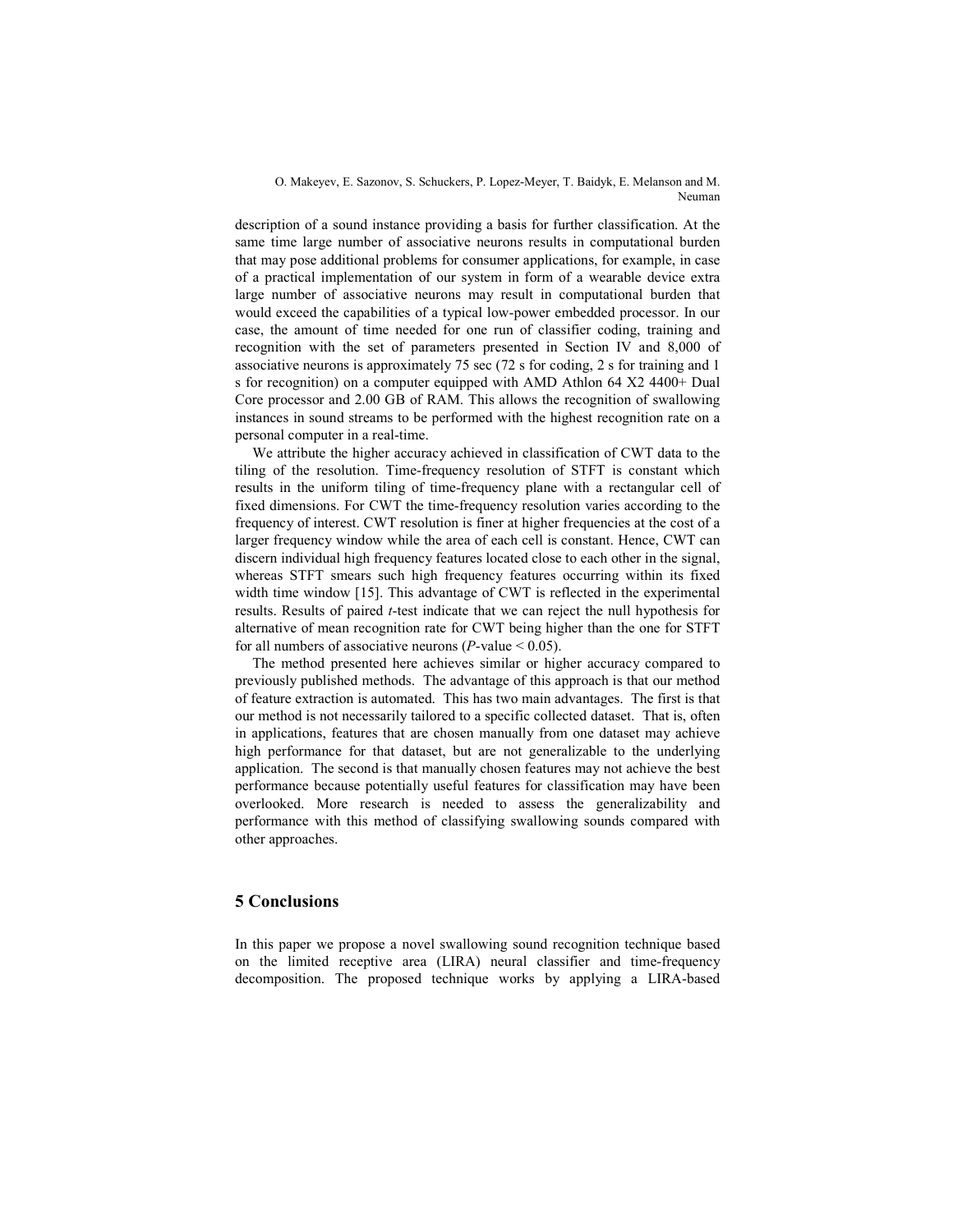description of a sound instance providing a basis for further classification. At the same time large number of associative neurons results in computational burden that may pose additional problems for consumer applications, for example, in case of a practical implementation of our system in form of a wearable device extra large number of associative neurons may result in computational burden that would exceed the capabilities of a typical low-power embedded processor. In our case, the amount of time needed for one run of classifier coding, training and recognition with the set of parameters presented in Section IV and 8,000 of associative neurons is approximately 75 sec (72 s for coding, 2 s for training and 1 s for recognition) on a computer equipped with AMD Athlon 64 X2 4400+ Dual Core processor and 2.00 GB of RAM. This allows the recognition of swallowing instances in sound streams to be performed with the highest recognition rate on a personal computer in a real-time.

We attribute the higher accuracy achieved in classification of CWT data to the tiling of the resolution. Time-frequency resolution of STFT is constant which results in the uniform tiling of time-frequency plane with a rectangular cell of fixed dimensions. For CWT the time-frequency resolution varies according to the frequency of interest. CWT resolution is finer at higher frequencies at the cost of a larger frequency window while the area of each cell is constant. Hence, CWT can discern individual high frequency features located close to each other in the signal, whereas STFT smears such high frequency features occurring within its fixed width time window [15]. This advantage of CWT is reflected in the experimental results. Results of paired *t*-test indicate that we can reject the null hypothesis for alternative of mean recognition rate for CWT being higher than the one for STFT for all numbers of associative neurons ($P$-value $< 0.05$).

The method presented here achieves similar or higher accuracy compared to previously published methods. The advantage of this approach is that our method of feature extraction is automated. This has two main advantages. The first is that our method is not necessarily tailored to a specific collected dataset. That is, often in applications, features that are chosen manually from one dataset may achieve high performance for that dataset, but are not generalizable to the underlying application. The second is that manually chosen features may not achieve the best performance because potentially useful features for classification may have been overlooked. More research is needed to assess the generalizability and performance with this method of classifying swallowing sounds compared with other approaches.

## 5 Conclusions

In this paper we propose a novel swallowing sound recognition technique based on the limited receptive area (LIRA) neural classifier and time-frequency decomposition. The proposed technique works by applying a LIRA-based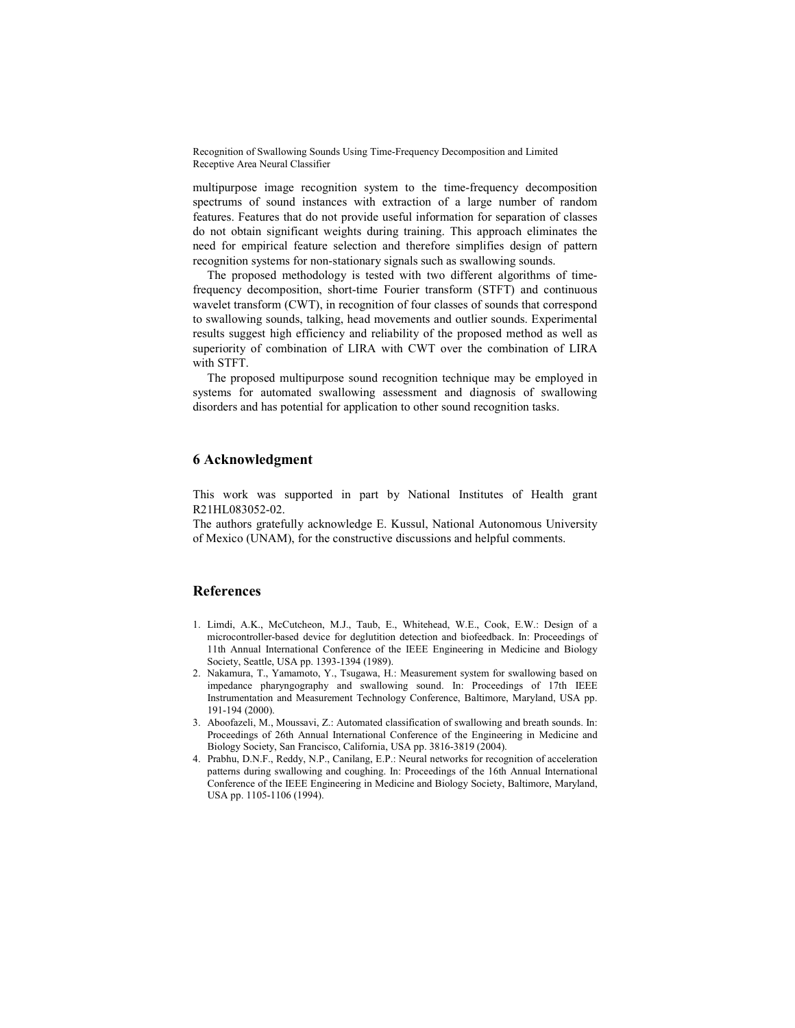multipurpose image recognition system to the time-frequency decomposition spectrums of sound instances with extraction of a large number of random features. Features that do not provide useful information for separation of classes do not obtain significant weights during training. This approach eliminates the need for empirical feature selection and therefore simplifies design of pattern recognition systems for non-stationary signals such as swallowing sounds.

The proposed methodology is tested with two different algorithms of time-frequency decomposition, short-time Fourier transform (STFT) and continuous wavelet transform (CWT), in recognition of four classes of sounds that correspond to swallowing sounds, talking, head movements and outlier sounds. Experimental results suggest high efficiency and reliability of the proposed method as well as superiority of combination of LIRA with CWT over the combination of LIRA with STFT.

The proposed multipurpose sound recognition technique may be employed in systems for automated swallowing assessment and diagnosis of swallowing disorders and has potential for application to other sound recognition tasks.

## 6 Acknowledgment

This work was supported in part by National Institutes of Health grant R21HL083052-02.

The authors gratefully acknowledge E. Kussul, National Autonomous University of Mexico (UNAM), for the constructive discussions and helpful comments.

## References

1. Limdi, A.K., McCutcheon, M.J., Taub, E., Whitehead, W.E., Cook, E.W.: Design of a microcontroller-based device for deglutition detection and biofeedback. In: Proceedings of 11th Annual International Conference of the IEEE Engineering in Medicine and Biology Society, Seattle, USA pp. 1393-1394 (1989).
2. Nakamura, T., Yamamoto, Y., Tsugawa, H.: Measurement system for swallowing based on impedance pharyngography and swallowing sound. In: Proceedings of 17th IEEE Instrumentation and Measurement Technology Conference, Baltimore, Maryland, USA pp. 191-194 (2000).
3. Aboofazeli, M., Moussavi, Z.: Automated classification of swallowing and breath sounds. In: Proceedings of 26th Annual International Conference of the Engineering in Medicine and Biology Society, San Francisco, California, USA pp. 3816-3819 (2004).
4. Prabhu, D.N.F., Reddy, N.P., Canilang, E.P.: Neural networks for recognition of acceleration patterns during swallowing and coughing. In: Proceedings of the 16th Annual International Conference of the IEEE Engineering in Medicine and Biology Society, Baltimore, Maryland, USA pp. 1105-1106 (1994).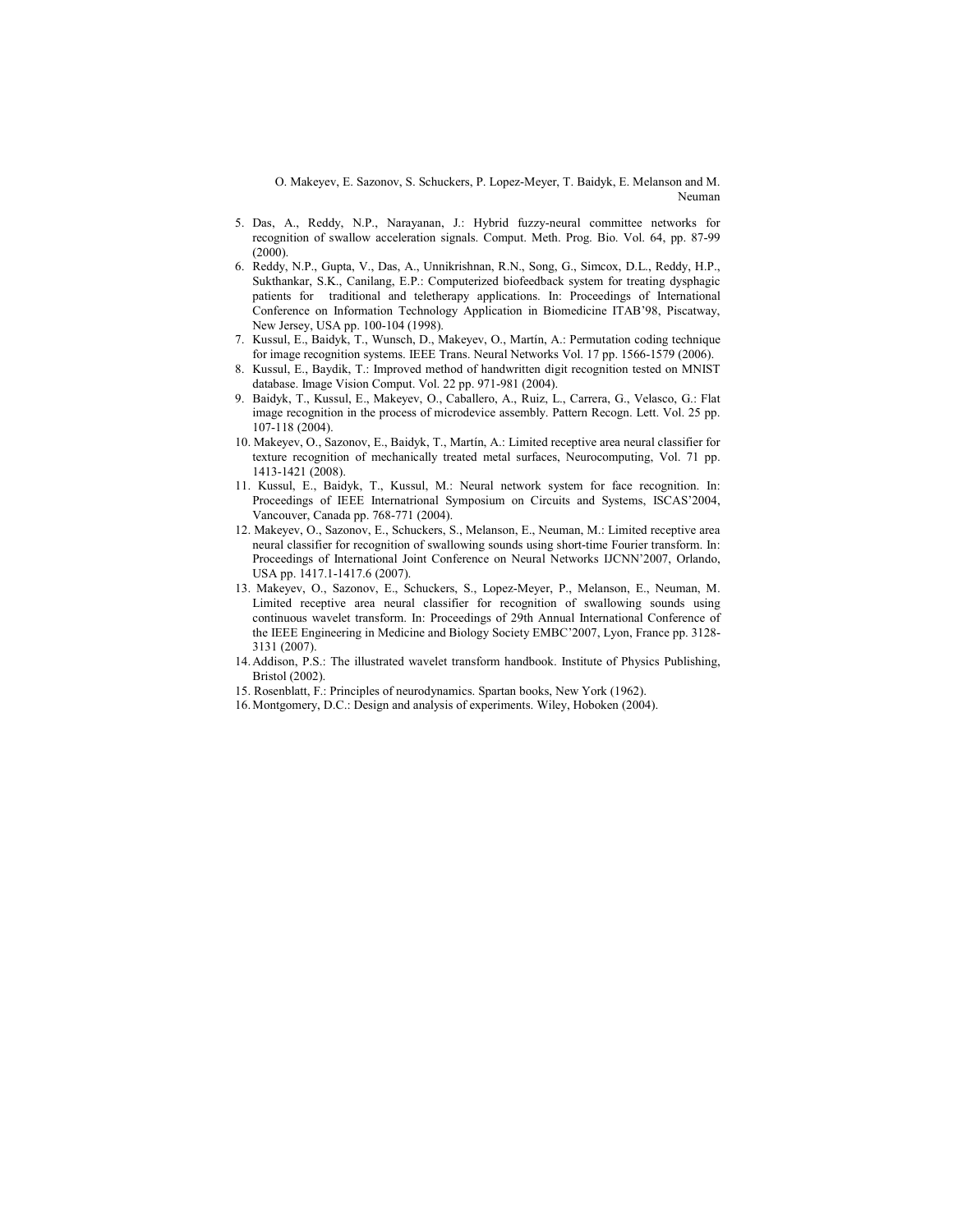5. Das, A., Reddy, N.P., Narayanan, J.: Hybrid fuzzy-neural committee networks for recognition of swallow acceleration signals. Comput. Meth. Prog. Bio. Vol. 64, pp. 87-99 (2000).
6. Reddy, N.P., Gupta, V., Das, A., Unnikrishnan, R.N., Song, G., Simcox, D.L., Reddy, H.P., Sukthankar, S.K., Canilang, E.P.: Computerized biofeedback system for treating dysphagic patients for traditional and teletherapy applications. In: Proceedings of International Conference on Information Technology Application in Biomedicine ITAB'98, Piscatway, New Jersey, USA pp. 100-104 (1998).
7. Kussul, E., Baidyk, T., Wunsch, D., Makeyev, O., Martín, A.: Permutation coding technique for image recognition systems. IEEE Trans. Neural Networks Vol. 17 pp. 1566-1579 (2006).
8. Kussul, E., Baydik, T.: Improved method of handwritten digit recognition tested on MNIST database. Image Vision Comput. Vol. 22 pp. 971-981 (2004).
9. Baidyk, T., Kussul, E., Makeyev, O., Caballero, A., Ruiz, L., Carrera, G., Velasco, G.: Flat image recognition in the process of microdevice assembly. Pattern Recogn. Lett. Vol. 25 pp. 107-118 (2004).
10. Makeyev, O., Sazonov, E., Baidyk, T., Martín, A.: Limited receptive area neural classifier for texture recognition of mechanically treated metal surfaces, Neurocomputing, Vol. 71 pp. 1413-1421 (2008).
11. Kussul, E., Baidyk, T., Kussul, M.: Neural network system for face recognition. In: Proceedings of IEEE Internatrional Symposium on Circuits and Systems, ISCAS'2004, Vancouver, Canada pp. 768-771 (2004).
12. Makeyev, O., Sazonov, E., Schuckers, S., Melanson, E., Neuman, M.: Limited receptive area neural classifier for recognition of swallowing sounds using short-time Fourier transform. In: Proceedings of International Joint Conference on Neural Networks IJCNN'2007, Orlando, USA pp. 1417.1-1417.6 (2007).
13. Makeyev, O., Sazonov, E., Schuckers, S., Lopez-Meyer, P., Melanson, E., Neuman, M. Limited receptive area neural classifier for recognition of swallowing sounds using continuous wavelet transform. In: Proceedings of 29th Annual International Conference of the IEEE Engineering in Medicine and Biology Society EMBC'2007, Lyon, France pp. 3128-3131 (2007).
14. Addison, P.S.: The illustrated wavelet transform handbook. Institute of Physics Publishing, Bristol (2002).
15. Rosenblatt, F.: Principles of neurodynamics. Spartan books, New York (1962).
16. Montgomery, D.C.: Design and analysis of experiments. Wiley, Hoboken (2004).